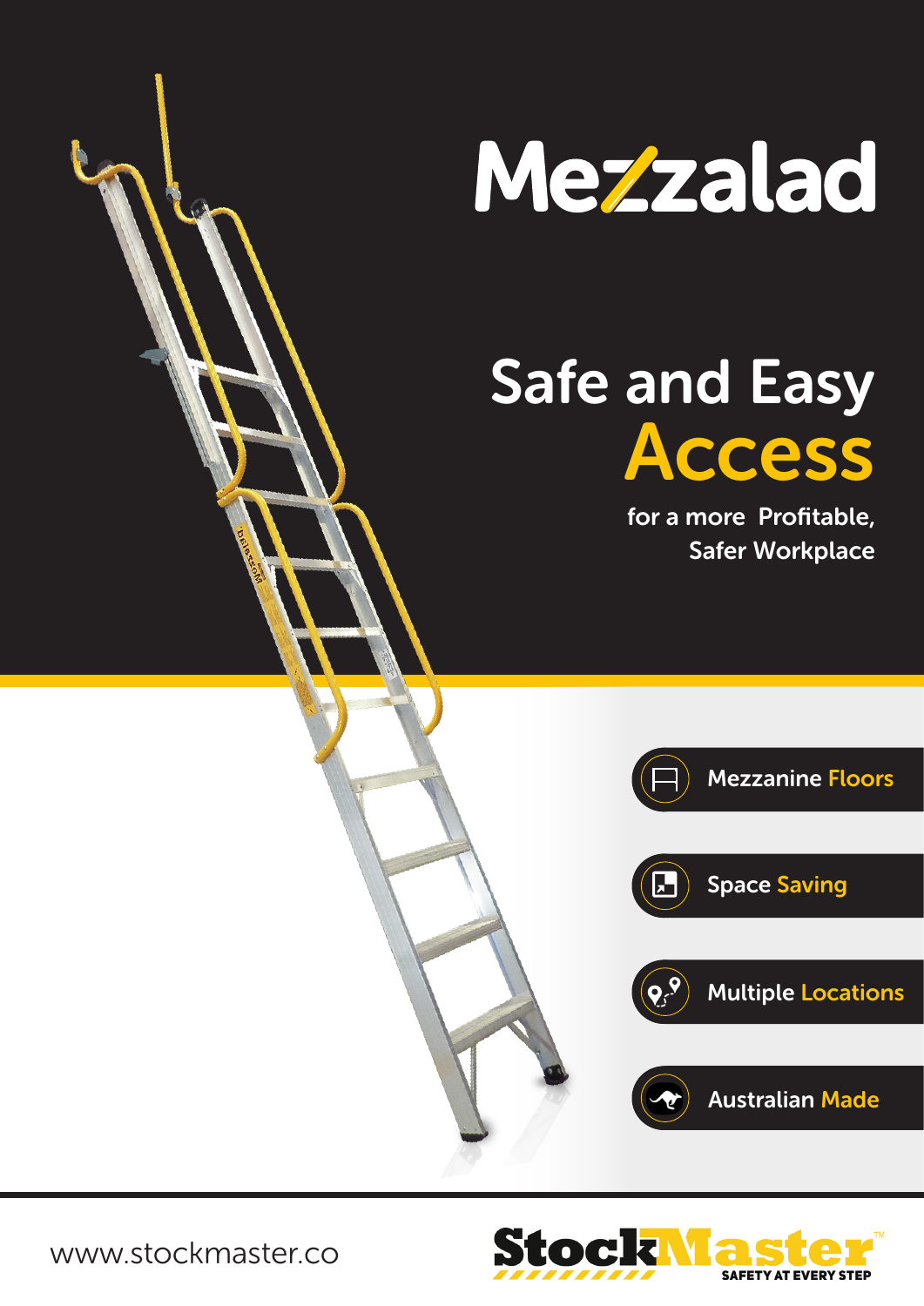# Mezzalad

## Safe and Easy Access

for a more Profitable, Safer Workplace

- Mezzanine Floors
- Space Saving
- Multiple Locations
- Australian Made

www.stockmaster.co

StockMaster™
SAFETY AT EVERY STEP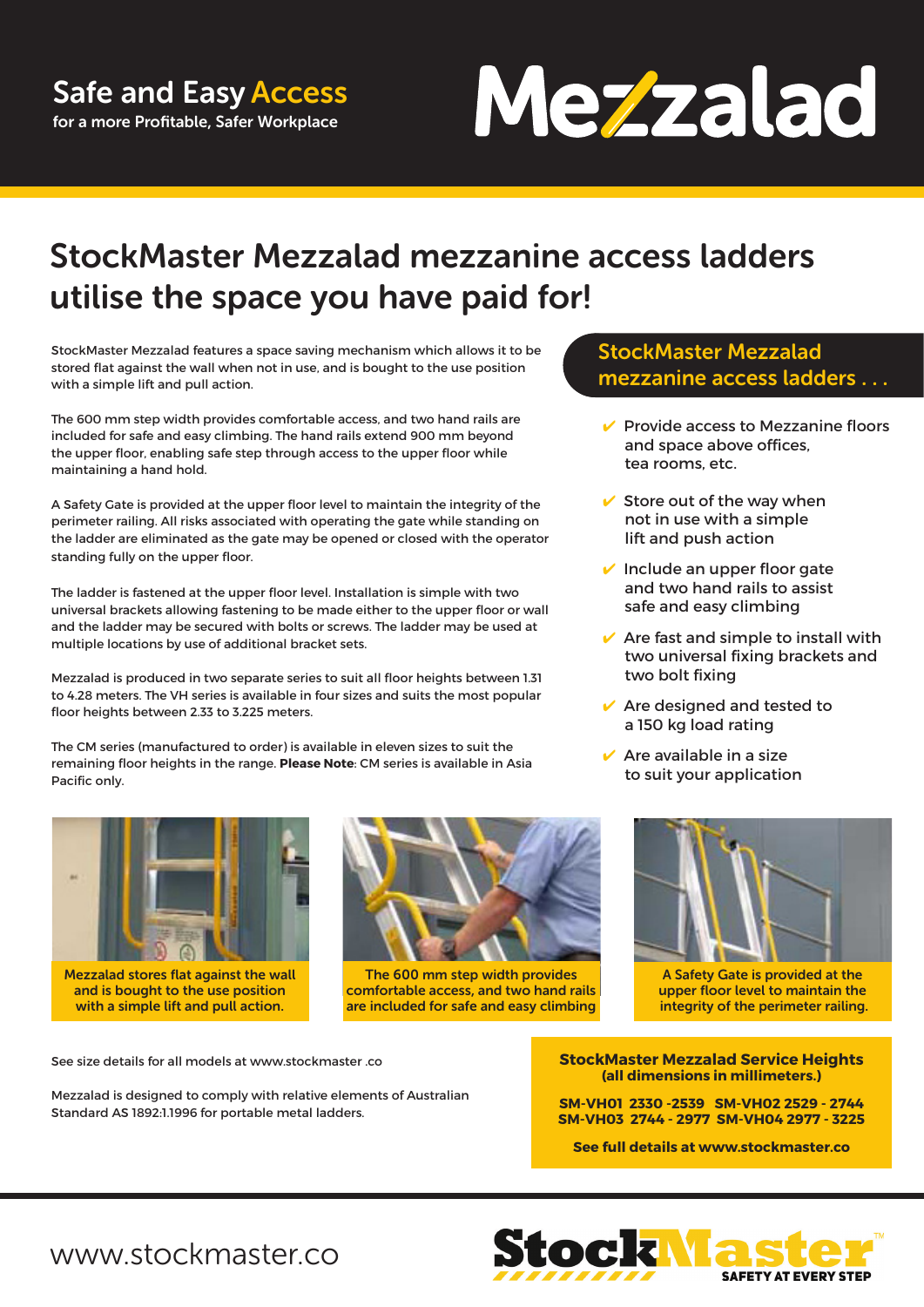Safe and Easy Access

for a more Profitable, Safer Workplace

# Mezzalad

## StockMaster Mezzalad mezzanine access ladders utilise the space you have paid for!

StockMaster Mezzalad features a space saving mechanism which allows it to be stored flat against the wall when not in use, and is bought to the use position with a simple lift and pull action.

The 600 mm step width provides comfortable access, and two hand rails are included for safe and easy climbing. The hand rails extend 900 mm beyond the upper floor, enabling safe step through access to the upper floor while maintaining a hand hold.

A Safety Gate is provided at the upper floor level to maintain the integrity of the perimeter railing. All risks associated with operating the gate while standing on the ladder are eliminated as the gate may be opened or closed with the operator standing fully on the upper floor.

The ladder is fastened at the upper floor level. Installation is simple with two universal brackets allowing fastening to be made either to the upper floor or wall and the ladder may be secured with bolts or screws. The ladder may be used at multiple locations by use of additional bracket sets.

Mezzalad is produced in two separate series to suit all floor heights between 1.31 to 4.28 meters. The VH series is available in four sizes and suits the most popular floor heights between 2.33 to 3.225 meters.

The CM series (manufactured to order) is available in eleven sizes to suit the remaining floor heights in the range. **Please Note**: CM series is available in Asia Pacific only.

### StockMaster Mezzalad mezzanine access ladders . . .

- ✔ Provide access to Mezzanine floors and space above offices, tea rooms, etc.
- ✔ Store out of the way when not in use with a simple lift and push action
- ✔ Include an upper floor gate and two hand rails to assist safe and easy climbing
- ✔ Are fast and simple to install with two universal fixing brackets and two bolt fixing
- ✔ Are designed and tested to a 150 kg load rating
- ✔ Are available in a size to suit your application

Mezzalad stores flat against the wall and is bought to the use position with a simple lift and pull action.

The 600 mm step width provides comfortable access, and two hand rails are included for safe and easy climbing

A Safety Gate is provided at the upper floor level to maintain the integrity of the perimeter railing.

See size details for all models at www.stockmaster .co

Mezzalad is designed to comply with relative elements of Australian Standard AS 1892:1.1996 for portable metal ladders.

**StockMaster Mezzalad Service Heights**
**(all dimensions in millimeters.)**

**SM-VH01 2330 -2539 SM-VH02 2529 - 2744**
**SM-VH03 2744 - 2977 SM-VH04 2977 - 3225**

**See full details at www.stockmaster.co**

www.stockmaster.co

StockMaster™ SAFETY AT EVERY STEP